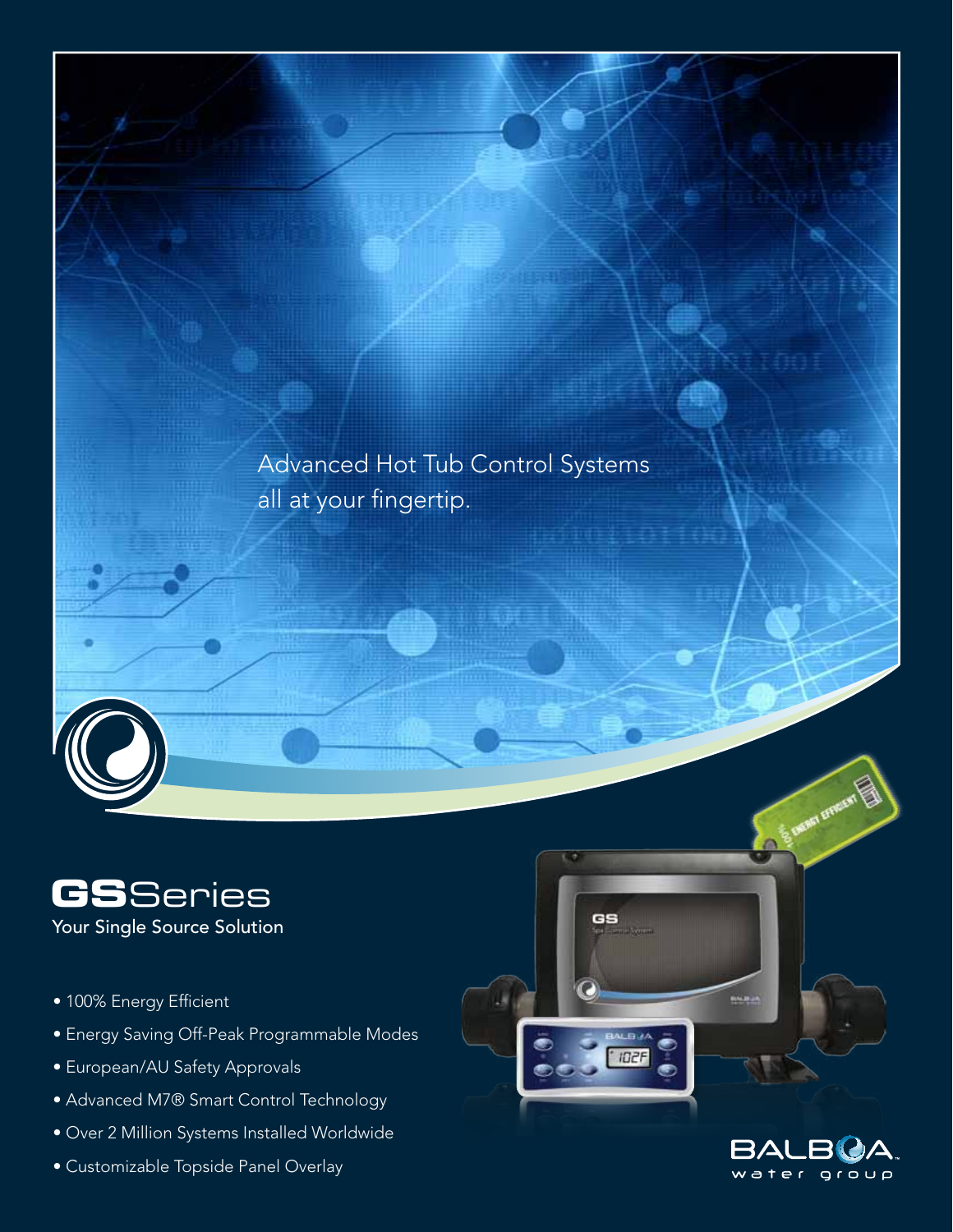Advanced Hot Tub Control Systems
all at your fingertip.

# GSSeries

Your Single Source Solution

- 100% Energy Efficient
- Energy Saving Off-Peak Programmable Modes
- European/AU Safety Approvals
- Advanced M7® Smart Control Technology
- Over 2 Million Systems Installed Worldwide
- Customizable Topside Panel Overlay

BALBOA water group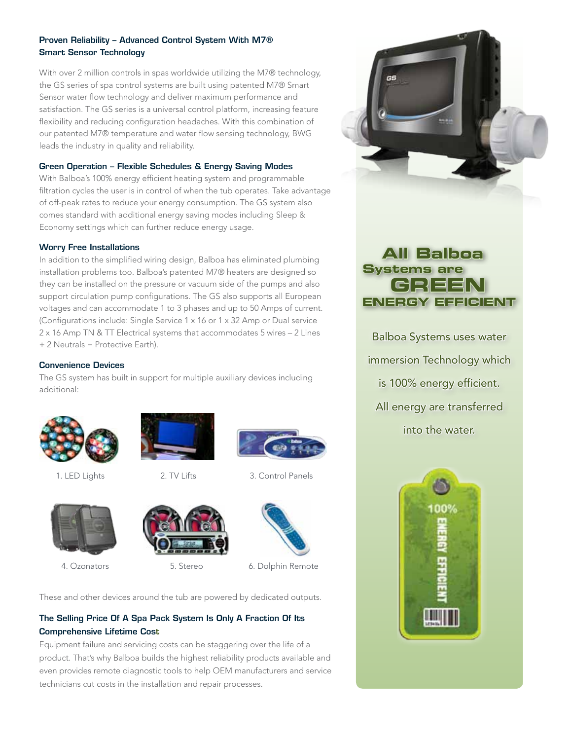### Proven Reliability – Advanced Control System With M7® Smart Sensor Technology

With over 2 million controls in spas worldwide utilizing the M7® technology, the GS series of spa control systems are built using patented M7® Smart Sensor water flow technology and deliver maximum performance and satisfaction. The GS series is a universal control platform, increasing feature flexibility and reducing configuration headaches. With this combination of our patented M7® temperature and water flow sensing technology, BWG leads the industry in quality and reliability.

### Green Operation – Flexible Schedules & Energy Saving Modes

With Balboa's 100% energy efficient heating system and programmable filtration cycles the user is in control of when the tub operates. Take advantage of off-peak rates to reduce your energy consumption. The GS system also comes standard with additional energy saving modes including Sleep & Economy settings which can further reduce energy usage.

### Worry Free Installations

In addition to the simplified wiring design, Balboa has eliminated plumbing installation problems too. Balboa's patented M7® heaters are designed so they can be installed on the pressure or vacuum side of the pumps and also support circulation pump configurations. The GS also supports all European voltages and can accommodate 1 to 3 phases and up to 50 Amps of current. (Configurations include: Single Service 1 x 16 or 1 x 32 Amp or Dual service 2 x 16 Amp TN & TT Electrical systems that accommodates 5 wires – 2 Lines + 2 Neutrals + Protective Earth).

### Convenience Devices

The GS system has built in support for multiple auxiliary devices including additional:

1. LED Lights
2. TV Lifts
3. Control Panels
4. Ozonators
5. Stereo
6. Dolphin Remote

These and other devices around the tub are powered by dedicated outputs.

### The Selling Price Of A Spa Pack System Is Only A Fraction Of Its Comprehensive Lifetime Cost

Equipment failure and servicing costs can be staggering over the life of a product. That's why Balboa builds the highest reliability products available and even provides remote diagnostic tools to help OEM manufacturers and service technicians cut costs in the installation and repair processes.

## All Balboa Systems are GREEN ENERGY EFFICIENT

Balboa Systems uses water immersion Technology which is 100% energy efficient. All energy are transferred into the water.

100% ENERGY EFFICIENT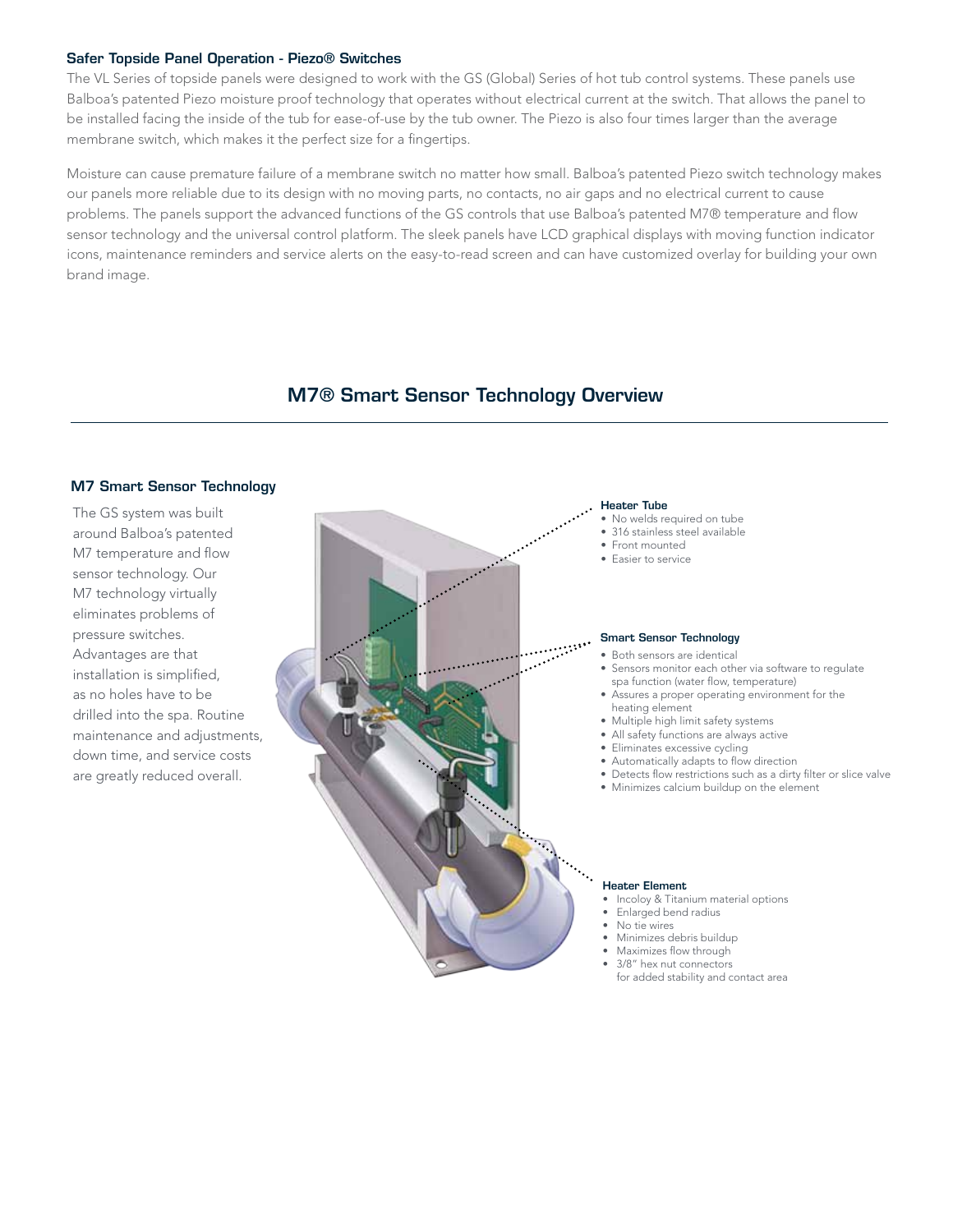### Safer Topside Panel Operation - Piezo® Switches

The VL Series of topside panels were designed to work with the GS (Global) Series of hot tub control systems. These panels use Balboa's patented Piezo moisture proof technology that operates without electrical current at the switch. That allows the panel to be installed facing the inside of the tub for ease-of-use by the tub owner. The Piezo is also four times larger than the average membrane switch, which makes it the perfect size for a fingertips.

Moisture can cause premature failure of a membrane switch no matter how small. Balboa's patented Piezo switch technology makes our panels more reliable due to its design with no moving parts, no contacts, no air gaps and no electrical current to cause problems. The panels support the advanced functions of the GS controls that use Balboa's patented M7® temperature and flow sensor technology and the universal control platform. The sleek panels have LCD graphical displays with moving function indicator icons, maintenance reminders and service alerts on the easy-to-read screen and can have customized overlay for building your own brand image.

## M7® Smart Sensor Technology Overview

### M7 Smart Sensor Technology

The GS system was built around Balboa's patented M7 temperature and flow sensor technology. Our M7 technology virtually eliminates problems of pressure switches. Advantages are that installation is simplified, as no holes have to be drilled into the spa. Routine maintenance and adjustments, down time, and service costs are greatly reduced overall.

**Heater Tube**

- No welds required on tube
- 316 stainless steel available
- Front mounted
- Easier to service

**Smart Sensor Technology**

- Both sensors are identical
- Sensors monitor each other via software to regulate spa function (water flow, temperature)
- Assures a proper operating environment for the heating element
- Multiple high limit safety systems
- All safety functions are always active
- Eliminates excessive cycling
- Automatically adapts to flow direction
- Detects flow restrictions such as a dirty filter or slice valve
- Minimizes calcium buildup on the element

**Heater Element**

- Incoloy & Titanium material options
- Enlarged bend radius
- No tie wires
- Minimizes debris buildup
- Maximizes flow through
- 3/8" hex nut connectors for added stability and contact area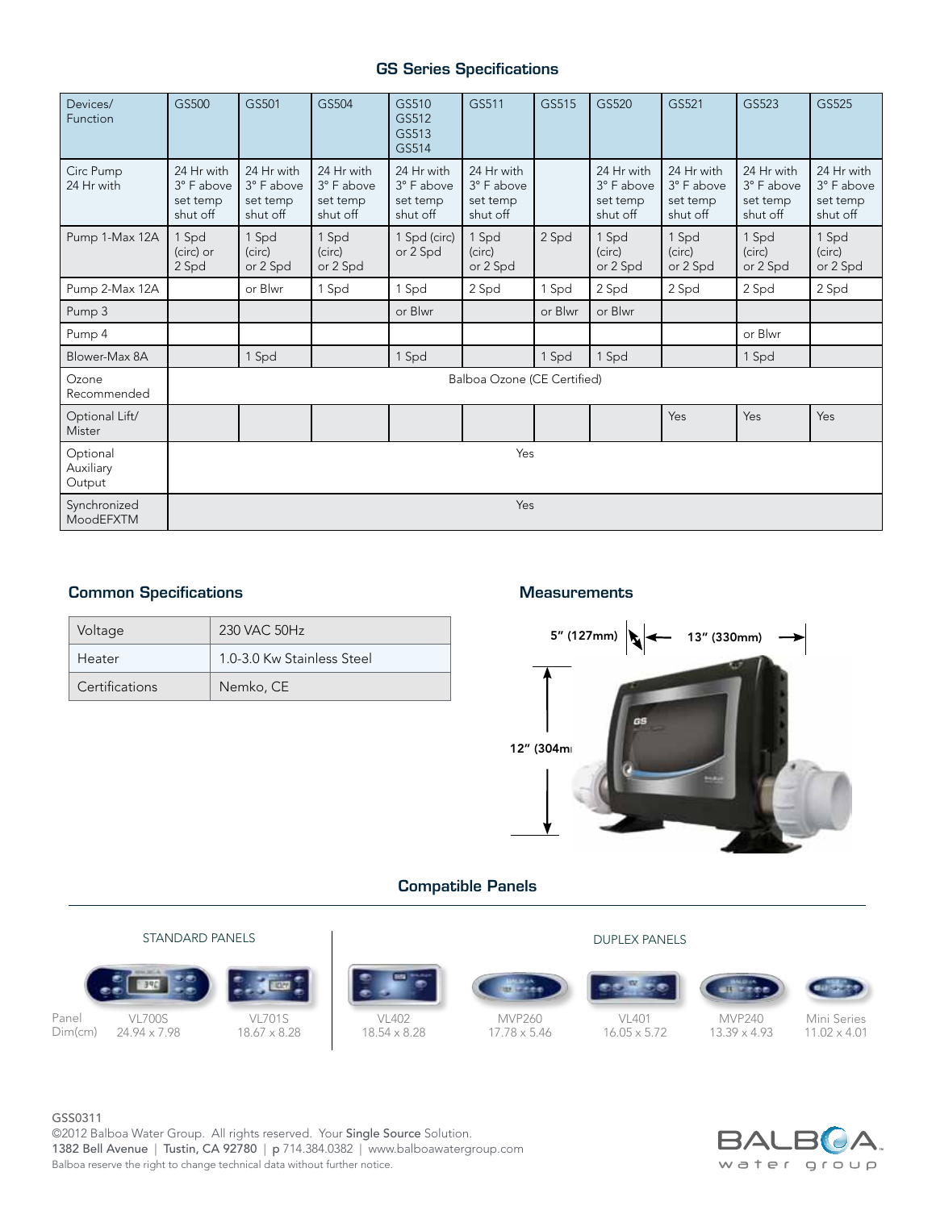## GS Series Specifications

| Devices/ Function | GS500 | GS501 | GS504 | GS510 GS512 GS513 GS514 | GS511 | GS515 | GS520 | GS521 | GS523 | GS525 |
|---|---|---|---|---|---|---|---|---|---|---|
| Circ Pump 24 Hr with | 24 Hr with 3° F above set temp shut off | 24 Hr with 3° F above set temp shut off | 24 Hr with 3° F above set temp shut off | 24 Hr with 3° F above set temp shut off | 24 Hr with 3° F above set temp shut off | | 24 Hr with 3° F above set temp shut off | 24 Hr with 3° F above set temp shut off | 24 Hr with 3° F above set temp shut off | 24 Hr with 3° F above set temp shut off |
| Pump 1-Max 12A | 1 Spd (circ) or 2 Spd | 1 Spd (circ) or 2 Spd | 1 Spd (circ) or 2 Spd | 1 Spd (circ) or 2 Spd | 1 Spd (circ) or 2 Spd | 2 Spd | 1 Spd (circ) or 2 Spd | 1 Spd (circ) or 2 Spd | 1 Spd (circ) or 2 Spd | 1 Spd (circ) or 2 Spd |
| Pump 2-Max 12A | | or Blwr | 1 Spd | 1 Spd | 2 Spd | 1 Spd | 2 Spd | 2 Spd | 2 Spd | 2 Spd |
| Pump 3 | | | | or Blwr | | or Blwr | or Blwr | | | |
| Pump 4 | | | | | | | | | or Blwr | |
| Blower-Max 8A | | 1 Spd | | 1 Spd | | 1 Spd | 1 Spd | | 1 Spd | |
| Ozone Recommended | Balboa Ozone (CE Certified) | | | | | | | | | |
| Optional Lift/ Mister | | | | | | | | Yes | Yes | Yes |
| Optional Auxiliary Output | Yes | | | | | | | | | |
| Synchronized MoodEFXTM | Yes | | | | | | | | | |

### Common Specifications

| | |
|---|---|
| Voltage | 230 VAC 50Hz |
| Heater | 1.0-3.0 Kw Stainless Steel |
| Certifications | Nemko, CE |

### Measurements

5" (127mm)
13" (330mm)
12" (304mm)

### Compatible Panels

STANDARD PANELS

DUPLEX PANELS

| Panel Dim(cm) | VL700S | VL701S | VL402 | MVP260 | VL401 | MVP240 | Mini Series |
|---|---|---|---|---|---|---|---|
| | 24.94 x 7.98 | 18.67 x 8.28 | 18.54 x 8.28 | 17.78 x 5.46 | 16.05 x 5.72 | 13.39 x 4.93 | 11.02 x 4.01 |

GSS0311
©2012 Balboa Water Group. All rights reserved. Your Single Source Solution.
1382 Bell Avenue | Tustin, CA 92780 | p 714.384.0382 | www.balboawatergroup.com
Balboa reserve the right to change technical data without further notice.

BALBOA water group